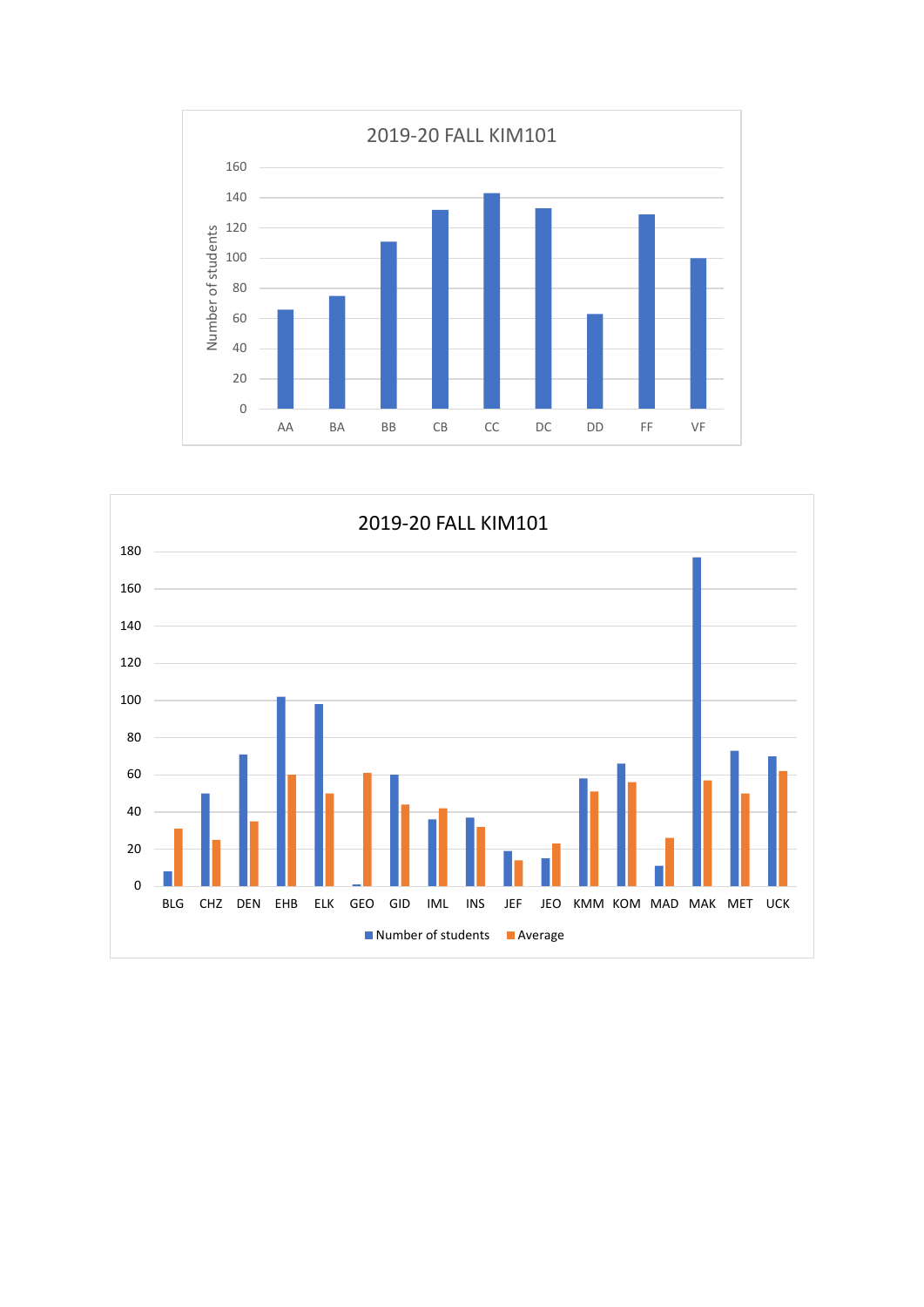## 2019-20 FALL KIM101

Number of students

160
140
120
100
80
60
40
20
0

AA BA BB CB CC DC DD FF VF

## 2019-20 FALL KIM101

180
160
140
120
100
80
60
40
20
0

BLG CHZ DEN EHB ELK GEO GID IML INS JEF JEO KMM KOM MAD MAK MET UCK

■ Number of students ■ Average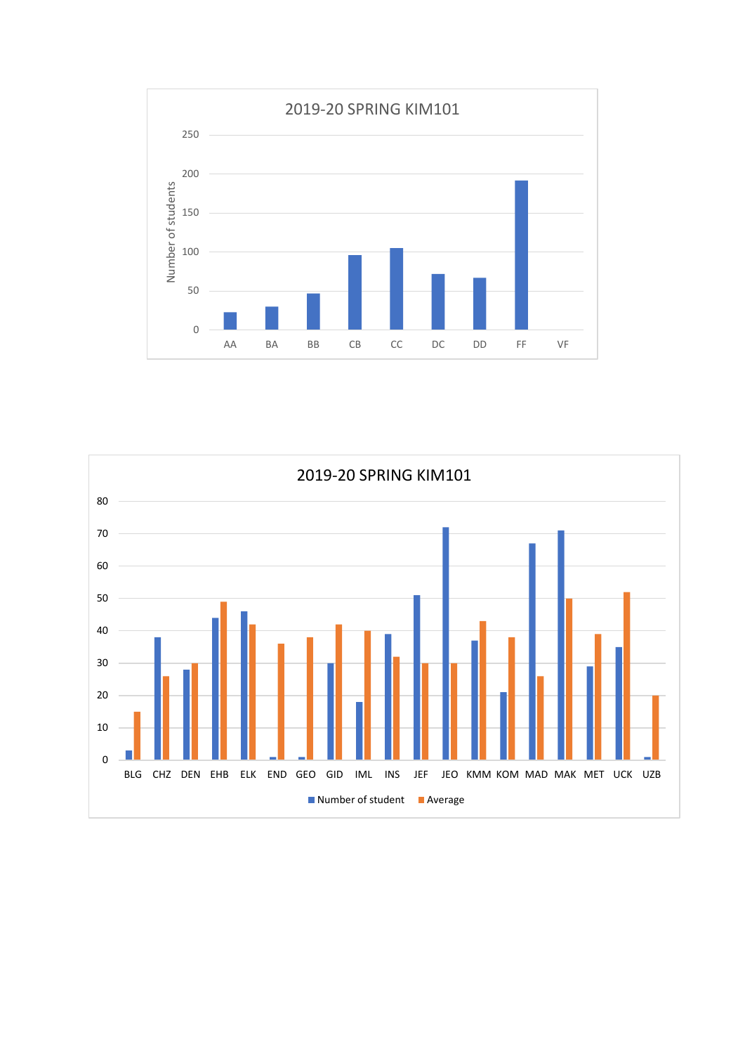## 2019-20 SPRING KIM101

Number of students

250
200
150
100
50
0

AA BA BB CB CC DC DD FF VF

## 2019-20 SPRING KIM101

80
70
60
50
40
30
20
10
0

BLG CHZ DEN EHB ELK END GEO GID IML INS JEF JEO KMM KOM MAD MAK MET UCK UZB

Number of student   Average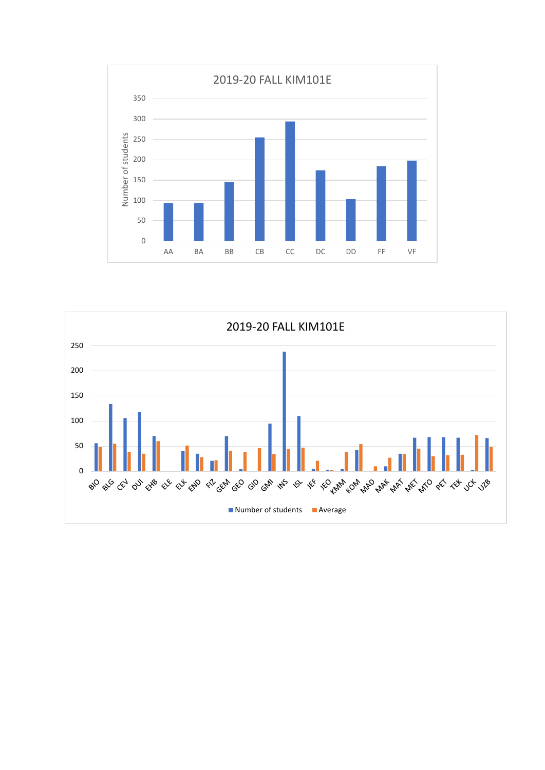2019-20 FALL KIM101E

Number of students

350
300
250
200
150
100
50
0

AA BA BB CB CC DC DD FF VF

2019-20 FALL KIM101E

250
200
150
100
50
0

BIO BLG CEV DUI EHB ELE ELK END FIZ GEM GEO GID GMI INS ISL JEF JEO KMM KOM MAD MAK MAT MET MTO PET TEK UCK UZB

Number of students Average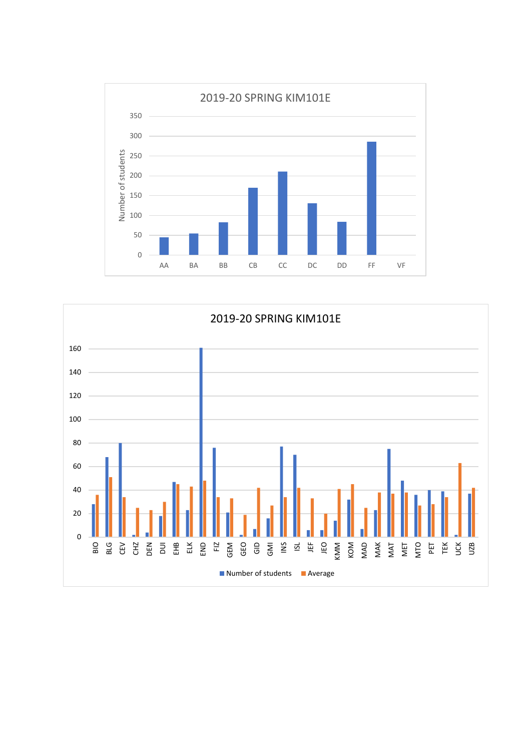2019-20 SPRING KIM101E

Number of students

350
300
250
200
150
100
50
0

AA BA BB CB CC DC DD FF VF

2019-20 SPRING KIM101E

160
140
120
100
80
60
40
20
0

BIO BLG CEV CHZ DEN DUI EHB ELK END FIZ GEM GEO GID GMI INS ISL JEF JEO KMM KOM MAD MAK MAT MET MTO PET TEK UCK UZB

Number of students Average